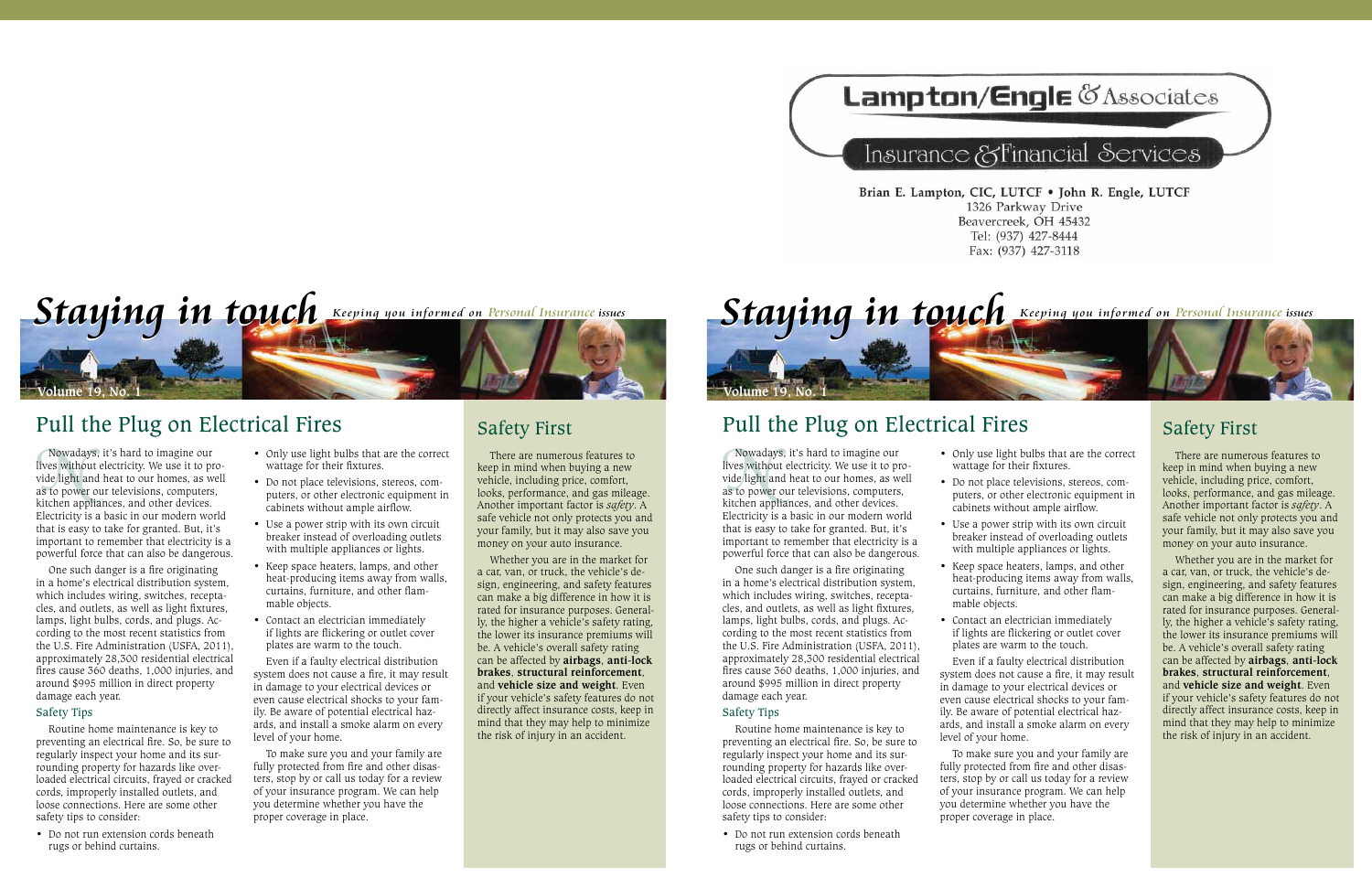# Lampton/Engle & Associates

## Insurance & Financial Services

**Brian E. Lampton, CIC, LUTCF • John R. Engle, LUTCF**
1326 Parkway Drive
Beavercreek, OH 45432
Tel: (937) 427-8444
Fax: (937) 427-3118

# *Staying in touch*

*Keeping you informed on Personal Insurance issues*

Volume 19, No. 1

## Pull the Plug on Electrical Fires

Nowadays, it's hard to imagine our lives without electricity. We use it to provide light and heat to our homes, as well as to power our televisions, computers, kitchen appliances, and other devices. Electricity is a basic in our modern world that is easy to take for granted. But, it's important to remember that electricity is a powerful force that can also be dangerous.

One such danger is a fire originating in a home's electrical distribution system, which includes wiring, switches, receptacles, and outlets, as well as light fixtures, lamps, light bulbs, cords, and plugs. According to the most recent statistics from the U.S. Fire Administration (USFA, 2011), approximately 28,300 residential electrical fires cause 360 deaths, 1,000 injuries, and around $995 million in direct property damage each year.

### Safety Tips

Routine home maintenance is key to preventing an electrical fire. So, be sure to regularly inspect your home and its surrounding property for hazards like overloaded electrical circuits, frayed or cracked cords, improperly installed outlets, and loose connections. Here are some other safety tips to consider:

- Do not run extension cords beneath rugs or behind curtains.
- Only use light bulbs that are the correct wattage for their fixtures.
- Do not place televisions, stereos, computers, or other electronic equipment in cabinets without ample airflow.
- Use a power strip with its own circuit breaker instead of overloading outlets with multiple appliances or lights.
- Keep space heaters, lamps, and other heat-producing items away from walls, curtains, furniture, and other flammable objects.
- Contact an electrician immediately if lights are flickering or outlet cover plates are warm to the touch.

Even if a faulty electrical distribution system does not cause a fire, it may result in damage to your electrical devices or even cause electrical shocks to your family. Be aware of potential electrical hazards, and install a smoke alarm on every level of your home.

To make sure you and your family are fully protected from fire and other disasters, stop by or call us today for a review of your insurance program. We can help you determine whether you have the proper coverage in place.

## Safety First

There are numerous features to keep in mind when buying a new vehicle, including price, comfort, looks, performance, and gas mileage. Another important factor is *safety*. A safe vehicle not only protects you and your family, but it may also save you money on your auto insurance.

Whether you are in the market for a car, van, or truck, the vehicle's design, engineering, and safety features can make a big difference in how it is rated for insurance purposes. Generally, the higher a vehicle's safety rating, the lower its insurance premiums will be. A vehicle's overall safety rating can be affected by **airbags**, **anti-lock brakes**, **structural reinforcement**, and **vehicle size and weight**. Even if your vehicle's safety features do not directly affect insurance costs, keep in mind that they may help to minimize the risk of injury in an accident.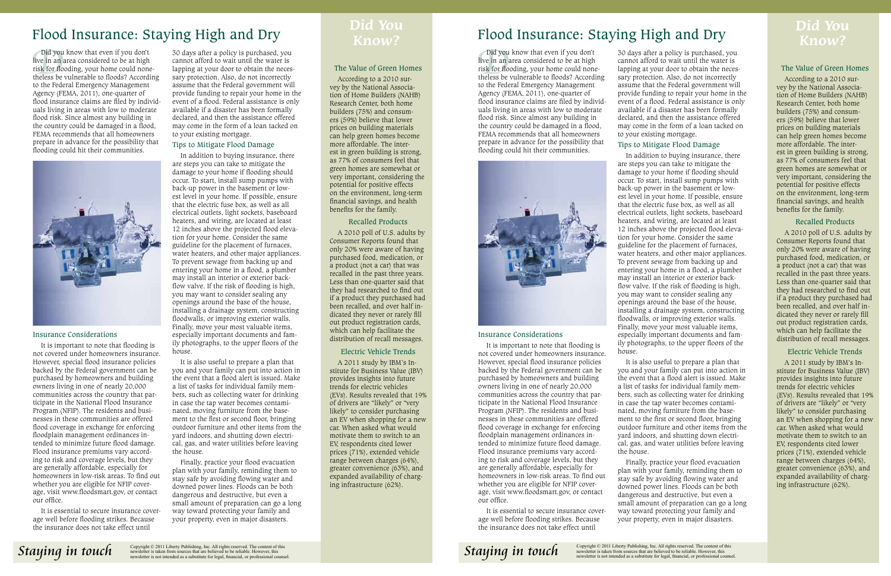# Flood Insurance: Staying High and Dry

Did you know that even if you don't live in an area considered to be at high risk for flooding, your home could nonetheless be vulnerable to floods? According to the Federal Emergency Management Agency (FEMA, 2011), one-quarter of flood insurance claims are filed by individuals living in areas with low to moderate flood risk. Since almost any building in the country could be damaged in a flood, FEMA recommends that all homeowners prepare in advance for the possibility that flooding could hit their communities.

## Insurance Considerations

It is important to note that flooding is not covered under homeowners insurance. However, special flood insurance policies backed by the Federal government can be purchased by homeowners and building owners living in one of nearly 20,000 communities across the country that participate in the National Flood Insurance Program (NFIP). The residents and businesses in these communities are offered flood coverage in exchange for enforcing floodplain management ordinances intended to minimize future flood damage. Flood insurance premiums vary according to risk and coverage levels, but they are generally affordable, especially for homeowners in low-risk areas. To find out whether you are eligible for NFIP coverage, visit www.floodsmart.gov, or contact our office.

It is essential to secure insurance coverage well before flooding strikes. Because the insurance does not take effect until 30 days after a policy is purchased, you cannot afford to wait until the water is lapping at your door to obtain the necessary protection. Also, do not incorrectly assume that the Federal government will provide funding to repair your home in the event of a flood. Federal assistance is only available if a disaster has been formally declared, and then the assistance offered may come in the form of a loan tacked on to your existing mortgage.

## Tips to Mitigate Flood Damage

In addition to buying insurance, there are steps you can take to mitigate the damage to your home if flooding should occur. To start, install sump pumps with back-up power in the basement or lowest level in your home. If possible, ensure that the electric fuse box, as well as all electrical outlets, light sockets, baseboard heaters, and wiring, are located at least 12 inches above the projected flood elevation for your home. Consider the same guideline for the placement of furnaces, water heaters, and other major appliances. To prevent sewage from backing up and entering your home in a flood, a plumber may install an interior or exterior backflow valve. If the risk of flooding is high, you may want to consider sealing any openings around the base of the house, installing a drainage system, constructing floodwalls, or improving exterior walls. Finally, move your most valuable items, especially important documents and family photographs, to the upper floors of the house.

It is also useful to prepare a plan that you and your family can put into action in the event that a flood alert is issued. Make a list of tasks for individual family members, such as collecting water for drinking in case the tap water becomes contaminated, moving furniture from the basement to the first or second floor, bringing outdoor furniture and other items from the yard indoors, and shutting down electrical, gas, and water utilities before leaving the house.

Finally, practice your flood evacuation plan with your family, reminding them to stay safe by avoiding flowing water and downed power lines. Floods can be both dangerous and destructive, but even a small amount of preparation can go a long way toward protecting your family and your property, even in major disasters.

# Did You Know?

### The Value of Green Homes

According to a 2010 survey by the National Association of Home Builders (NAHB) Research Center, both home builders (75%) and consumers (59%) believe that lower prices on building materials can help green homes become more affordable. The interest in green building is strong, as 77% of consumers feel that green homes are somewhat or very important, considering the potential for positive effects on the environment, long-term financial savings, and health benefits for the family.

### Recalled Products

A 2010 poll of U.S. adults by Consumer Reports found that only 20% were aware of having purchased food, medication, or a product (not a car) that was recalled in the past three years. Less than one-quarter said that they had researched to find out if a product they purchased had been recalled, and over half indicated they never or rarely fill out product registration cards, which can help facilitate the distribution of recall messages.

### Electric Vehicle Trends

A 2011 study by IBM's Institute for Business Value (IBV) provides insights into future trends for electric vehicles (EVs). Results revealed that 19% of drivers are "likely" or "very likely" to consider purchasing an EV when shopping for a new car. When asked what would motivate them to switch to an EV, respondents cited lower prices (71%), extended vehicle range between charges (64%), greater convenience (63%), and expanded availability of charging infrastructure (62%).

*Staying in touch*

Copyright © 2011 Liberty Publishing, Inc. All rights reserved. The content of this newsletter is taken from sources that are believed to be reliable. However, this newsletter is not intended as a substitute for legal, financial, or professional counsel.